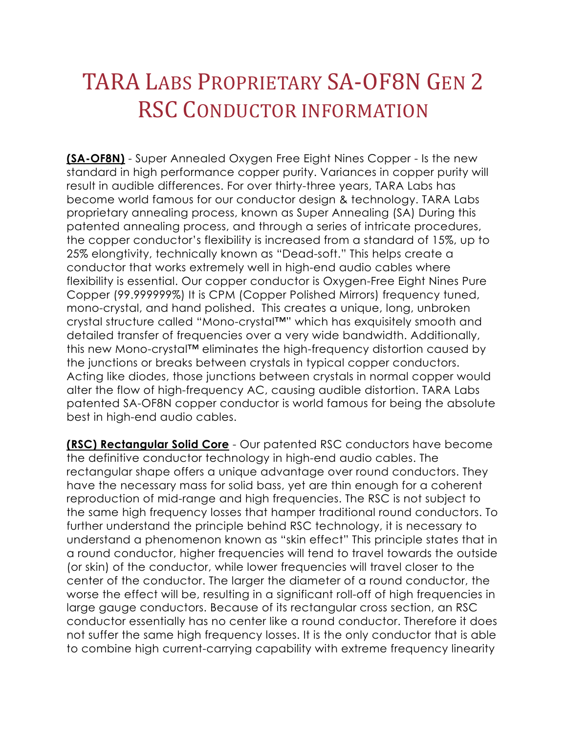# TARA LABS PROPRIETARY SA-OF8N GEN 2 RSC CONDUCTOR INFORMATION

**(SA-OF8N)** - Super Annealed Oxygen Free Eight Nines Copper - Is the new standard in high performance copper purity. Variances in copper purity will result in audible differences. For over thirty-three years, TARA Labs has become world famous for our conductor design & technology. TARA Labs proprietary annealing process, known as Super Annealing (SA) During this patented annealing process, and through a series of intricate procedures, the copper conductor's flexibility is increased from a standard of 15%, up to 25% elongtivity, technically known as "Dead-soft." This helps create a conductor that works extremely well in high-end audio cables where flexibility is essential. Our copper conductor is Oxygen-Free Eight Nines Pure Copper (99.999999%) It is CPM (Copper Polished Mirrors) frequency tuned, mono-crystal, and hand polished. This creates a unique, long, unbroken crystal structure called "Mono-crystal™" which has exquisitely smooth and detailed transfer of frequencies over a very wide bandwidth. Additionally, this new Mono-crystal™ eliminates the high-frequency distortion caused by the junctions or breaks between crystals in typical copper conductors. Acting like diodes, those junctions between crystals in normal copper would alter the flow of high-frequency AC, causing audible distortion. TARA Labs patented SA-OF8N copper conductor is world famous for being the absolute best in high-end audio cables.

**(RSC) Rectangular Solid Core** - Our patented RSC conductors have become the definitive conductor technology in high-end audio cables. The rectangular shape offers a unique advantage over round conductors. They have the necessary mass for solid bass, yet are thin enough for a coherent reproduction of mid-range and high frequencies. The RSC is not subject to the same high frequency losses that hamper traditional round conductors. To further understand the principle behind RSC technology, it is necessary to understand a phenomenon known as "skin effect" This principle states that in a round conductor, higher frequencies will tend to travel towards the outside (or skin) of the conductor, while lower frequencies will travel closer to the center of the conductor. The larger the diameter of a round conductor, the worse the effect will be, resulting in a significant roll-off of high frequencies in large gauge conductors. Because of its rectangular cross section, an RSC conductor essentially has no center like a round conductor. Therefore it does not suffer the same high frequency losses. It is the only conductor that is able to combine high current-carrying capability with extreme frequency linearity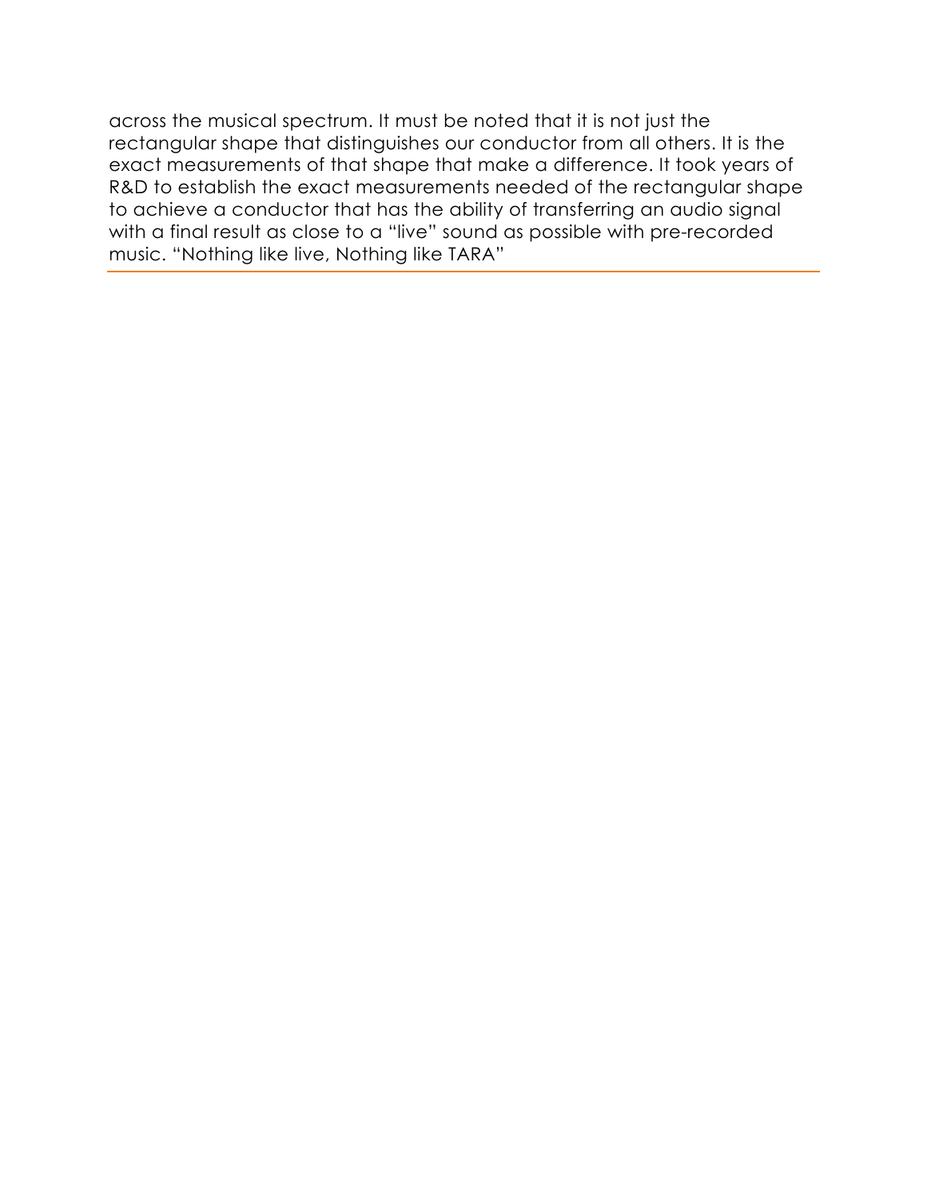across the musical spectrum. It must be noted that it is not just the rectangular shape that distinguishes our conductor from all others. It is the exact measurements of that shape that make a difference. It took years of R&D to establish the exact measurements needed of the rectangular shape to achieve a conductor that has the ability of transferring an audio signal with a final result as close to a "live" sound as possible with pre-recorded music. "Nothing like live, Nothing like TARA"